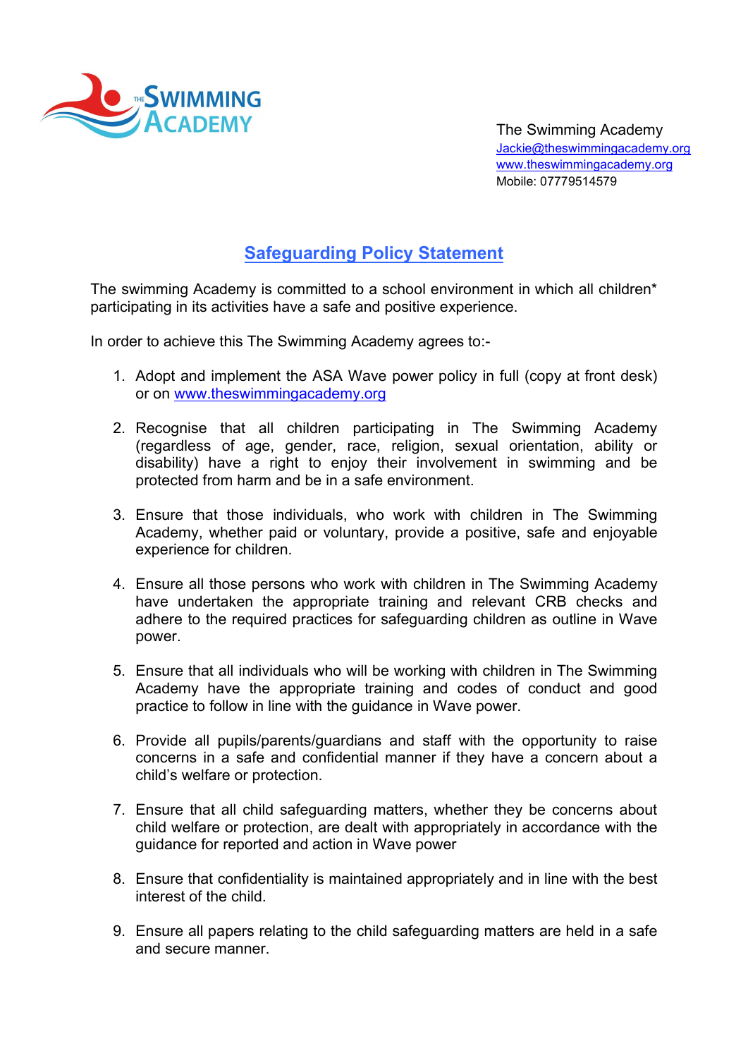The Swimming Academy
Jackie@theswimmingacademy.org
www.theswimmingacademy.org
Mobile: 07779514579

# Safeguarding Policy Statement

The swimming Academy is committed to a school environment in which all children* participating in its activities have a safe and positive experience.

In order to achieve this The Swimming Academy agrees to:-

1. Adopt and implement the ASA Wave power policy in full (copy at front desk) or on www.theswimmingacademy.org

2. Recognise that all children participating in The Swimming Academy (regardless of age, gender, race, religion, sexual orientation, ability or disability) have a right to enjoy their involvement in swimming and be protected from harm and be in a safe environment.

3. Ensure that those individuals, who work with children in The Swimming Academy, whether paid or voluntary, provide a positive, safe and enjoyable experience for children.

4. Ensure all those persons who work with children in The Swimming Academy have undertaken the appropriate training and relevant CRB checks and adhere to the required practices for safeguarding children as outline in Wave power.

5. Ensure that all individuals who will be working with children in The Swimming Academy have the appropriate training and codes of conduct and good practice to follow in line with the guidance in Wave power.

6. Provide all pupils/parents/guardians and staff with the opportunity to raise concerns in a safe and confidential manner if they have a concern about a child's welfare or protection.

7. Ensure that all child safeguarding matters, whether they be concerns about child welfare or protection, are dealt with appropriately in accordance with the guidance for reported and action in Wave power

8. Ensure that confidentiality is maintained appropriately and in line with the best interest of the child.

9. Ensure all papers relating to the child safeguarding matters are held in a safe and secure manner.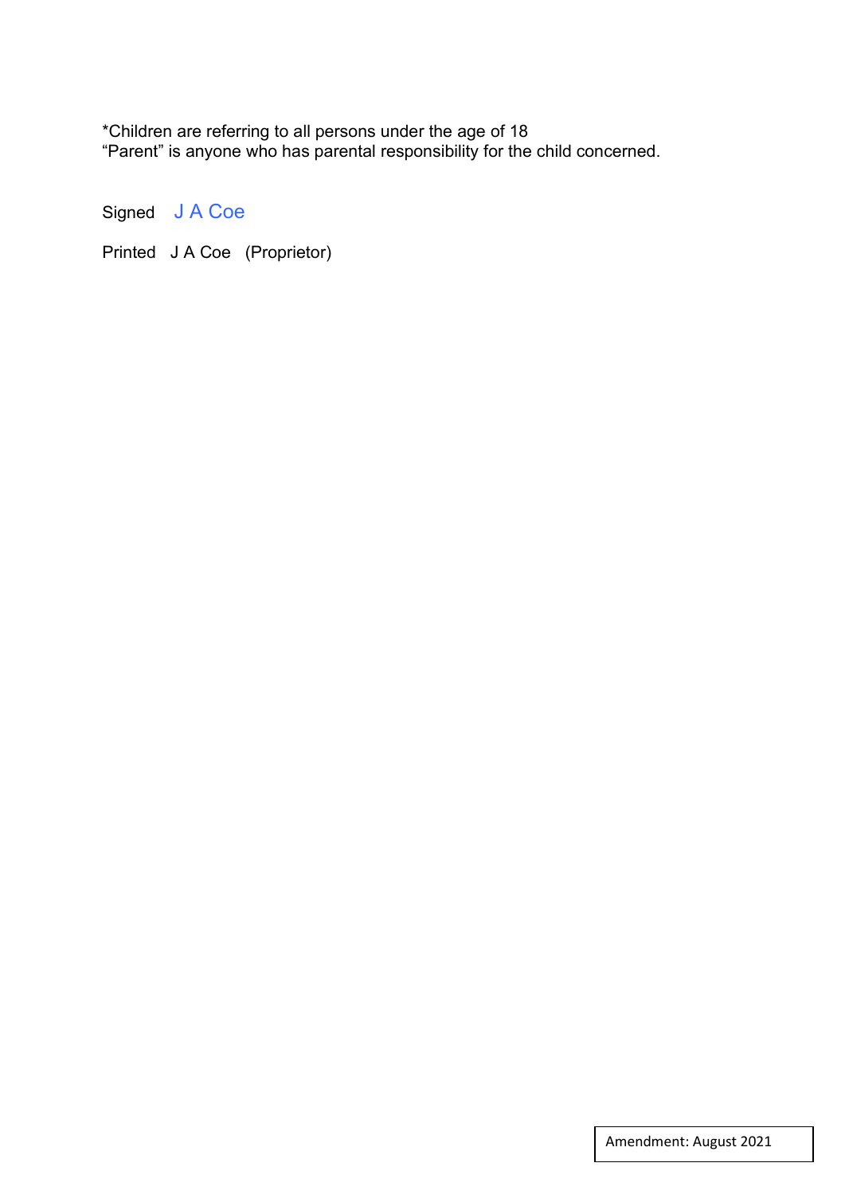*Children are referring to all persons under the age of 18
"Parent" is anyone who has parental responsibility for the child concerned.

Signed J A Coe

Printed J A Coe (Proprietor)

Amendment: August 2021